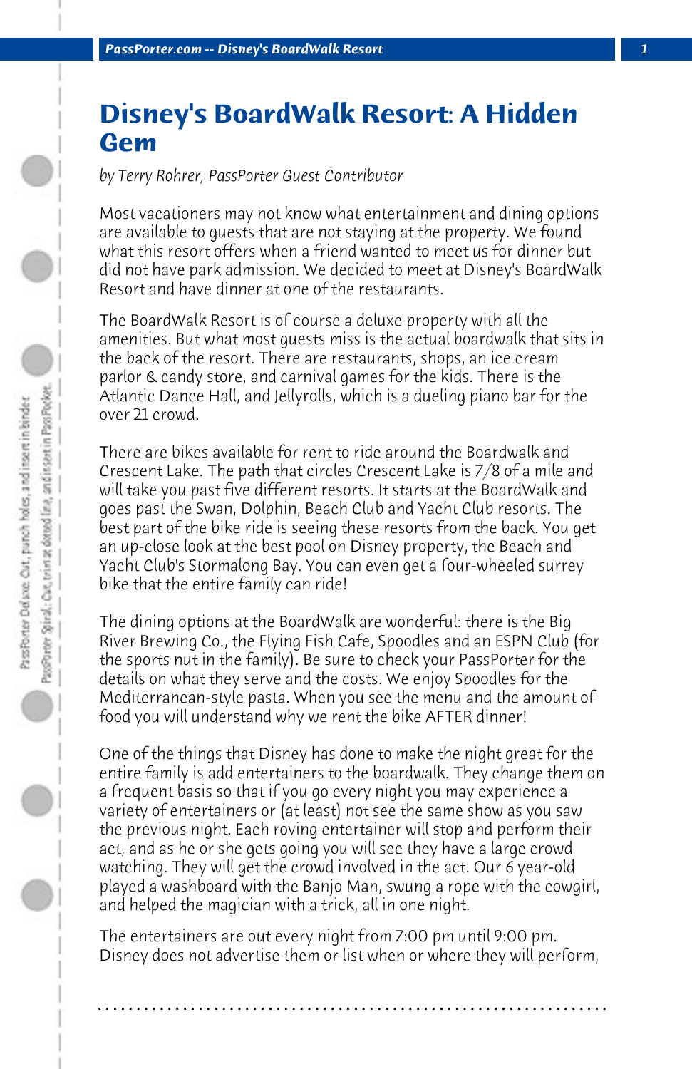# Disney's BoardWalk Resort: A Hidden Gem

*by Terry Rohrer, PassPorter Guest Contributor*

Most vacationers may not know what entertainment and dining options are available to guests that are not staying at the property. We found what this resort offers when a friend wanted to meet us for dinner but did not have park admission. We decided to meet at Disney's BoardWalk Resort and have dinner at one of the restaurants.

The BoardWalk Resort is of course a deluxe property with all the amenities. But what most guests miss is the actual boardwalk that sits in the back of the resort. There are restaurants, shops, an ice cream parlor & candy store, and carnival games for the kids. There is the Atlantic Dance Hall, and Jellyrolls, which is a dueling piano bar for the over 21 crowd.

There are bikes available for rent to ride around the Boardwalk and Crescent Lake. The path that circles Crescent Lake is 7/8 of a mile and will take you past five different resorts. It starts at the BoardWalk and goes past the Swan, Dolphin, Beach Club and Yacht Club resorts. The best part of the bike ride is seeing these resorts from the back. You get an up-close look at the best pool on Disney property, the Beach and Yacht Club's Stormalong Bay. You can even get a four-wheeled surrey bike that the entire family can ride!

The dining options at the BoardWalk are wonderful: there is the Big River Brewing Co., the Flying Fish Cafe, Spoodles and an ESPN Club (for the sports nut in the family). Be sure to check your PassPorter for the details on what they serve and the costs. We enjoy Spoodles for the Mediterranean-style pasta. When you see the menu and the amount of food you will understand why we rent the bike AFTER dinner!

One of the things that Disney has done to make the night great for the entire family is add entertainers to the boardwalk. They change them on a frequent basis so that if you go every night you may experience a variety of entertainers or (at least) not see the same show as you saw the previous night. Each roving entertainer will stop and perform their act, and as he or she gets going you will see they have a large crowd watching. They will get the crowd involved in the act. Our 6 year-old played a washboard with the Banjo Man, swung a rope with the cowgirl, and helped the magician with a trick, all in one night.

The entertainers are out every night from 7:00 pm until 9:00 pm. Disney does not advertise them or list when or where they will perform,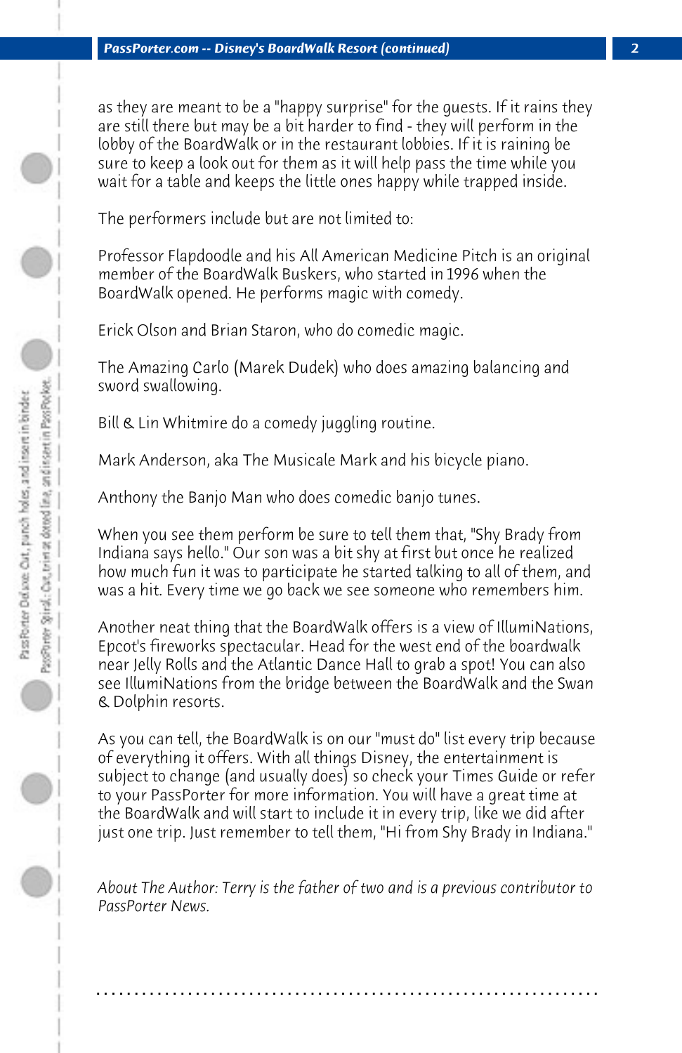as they are meant to be a "happy surprise" for the guests. If it rains they are still there but may be a bit harder to find - they will perform in the lobby of the BoardWalk or in the restaurant lobbies. If it is raining be sure to keep a look out for them as it will help pass the time while you wait for a table and keeps the little ones happy while trapped inside.

The performers include but are not limited to:

Professor Flapdoodle and his All American Medicine Pitch is an original member of the BoardWalk Buskers, who started in 1996 when the BoardWalk opened. He performs magic with comedy.

Erick Olson and Brian Staron, who do comedic magic.

The Amazing Carlo (Marek Dudek) who does amazing balancing and sword swallowing.

Bill & Lin Whitmire do a comedy juggling routine.

Mark Anderson, aka The Musicale Mark and his bicycle piano.

Anthony the Banjo Man who does comedic banjo tunes.

When you see them perform be sure to tell them that, "Shy Brady from Indiana says hello." Our son was a bit shy at first but once he realized how much fun it was to participate he started talking to all of them, and was a hit. Every time we go back we see someone who remembers him.

Another neat thing that the BoardWalk offers is a view of IllumiNations, Epcot's fireworks spectacular. Head for the west end of the boardwalk near Jelly Rolls and the Atlantic Dance Hall to grab a spot! You can also see IllumiNations from the bridge between the BoardWalk and the Swan & Dolphin resorts.

As you can tell, the BoardWalk is on our "must do" list every trip because of everything it offers. With all things Disney, the entertainment is subject to change (and usually does) so check your Times Guide or refer to your PassPorter for more information. You will have a great time at the BoardWalk and will start to include it in every trip, like we did after just one trip. Just remember to tell them, "Hi from Shy Brady in Indiana."

*About The Author: Terry is the father of two and is a previous contributor to PassPorter News.*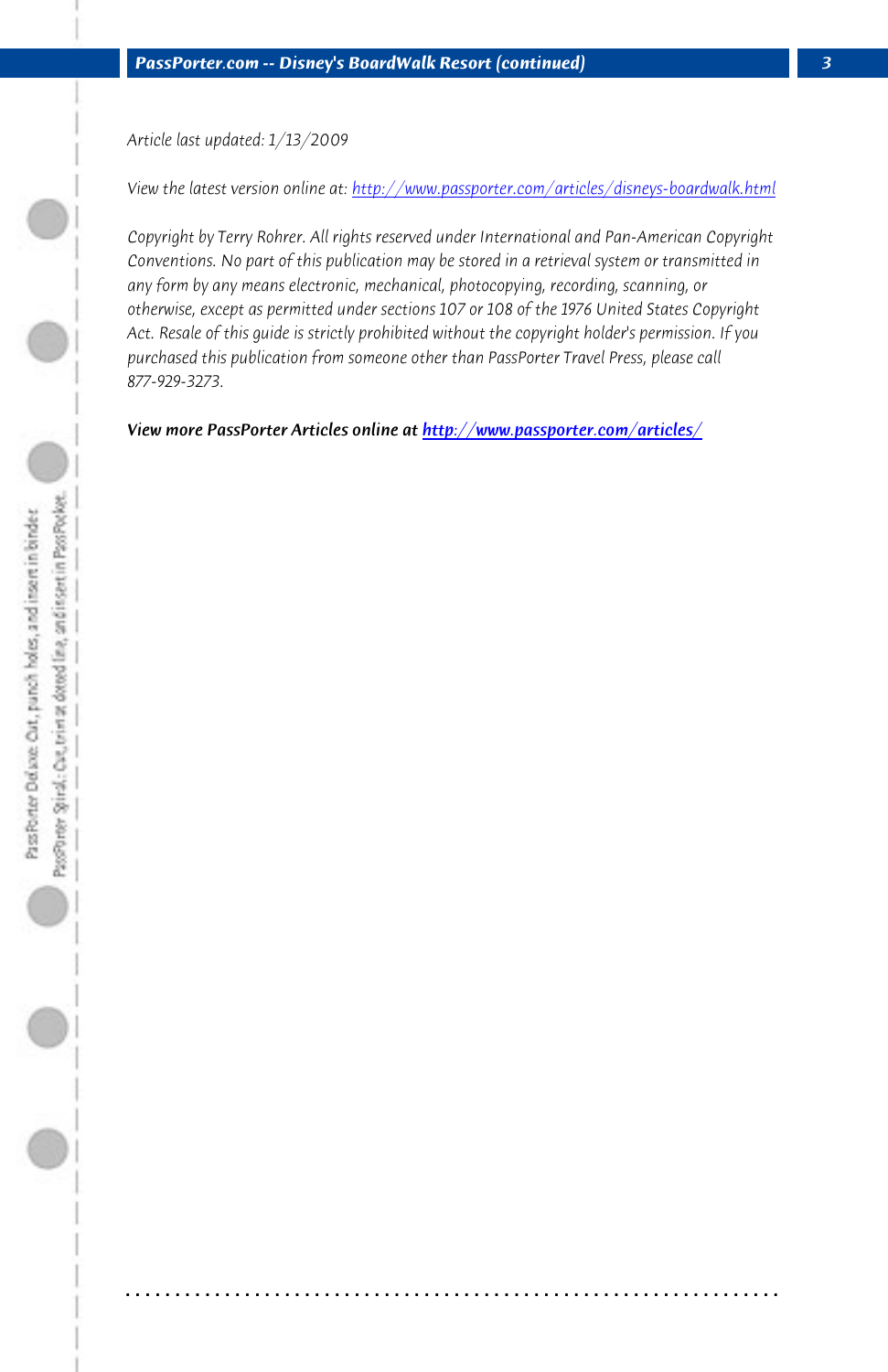*Article last updated: 1/13/2009*

*View the latest version online at: http://www.passporter.com/articles/disneys-boardwalk.html*

*Copyright by Terry Rohrer. All rights reserved under International and Pan-American Copyright Conventions. No part of this publication may be stored in a retrieval system or transmitted in any form by any means electronic, mechanical, photocopying, recording, scanning, or otherwise, except as permitted under sections 107 or 108 of the 1976 United States Copyright Act. Resale of this guide is strictly prohibited without the copyright holder's permission. If you purchased this publication from someone other than PassPorter Travel Press, please call 877-929-3273.*

***View more PassPorter Articles online at http://www.passporter.com/articles/***